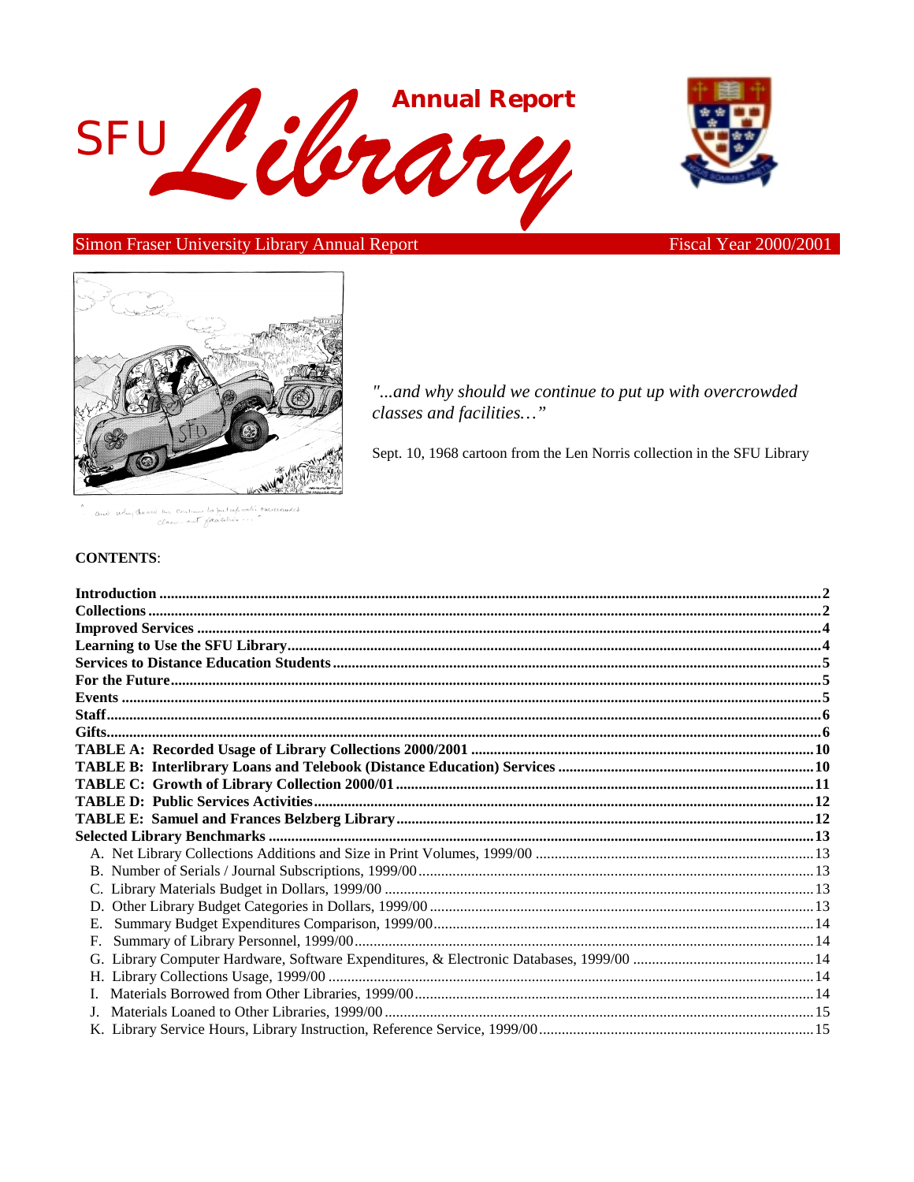# SFU Library Annual Report

Simon Fraser University Library Annual Report — Fiscal Year 2000/2001

*"...and why should we continue to put up with overcrowded classes and facilities…"*

Sept. 10, 1968 cartoon from the Len Norris collection in the SFU Library

**CONTENTS**:

| | |
|---|---|
| **Introduction** | **2** |
| **Collections** | **2** |
| **Improved Services** | **4** |
| **Learning to Use the SFU Library** | **4** |
| **Services to Distance Education Students** | **5** |
| **For the Future** | **5** |
| **Events** | **5** |
| **Staff** | **6** |
| **Gifts** | **6** |
| **TABLE A: Recorded Usage of Library Collections 2000/2001** | **10** |
| **TABLE B: Interlibrary Loans and Telebook (Distance Education) Services** | **10** |
| **TABLE C: Growth of Library Collection 2000/01** | **11** |
| **TABLE D: Public Services Activities** | **12** |
| **TABLE E: Samuel and Frances Belzberg Library** | **12** |
| **Selected Library Benchmarks** | **13** |
| A. Net Library Collections Additions and Size in Print Volumes, 1999/00 | 13 |
| B. Number of Serials / Journal Subscriptions, 1999/00 | 13 |
| C. Library Materials Budget in Dollars, 1999/00 | 13 |
| D. Other Library Budget Categories in Dollars, 1999/00 | 13 |
| E. Summary Budget Expenditures Comparison, 1999/00 | 14 |
| F. Summary of Library Personnel, 1999/00 | 14 |
| G. Library Computer Hardware, Software Expenditures, & Electronic Databases, 1999/00 | 14 |
| H. Library Collections Usage, 1999/00 | 14 |
| I. Materials Borrowed from Other Libraries, 1999/00 | 14 |
| J. Materials Loaned to Other Libraries, 1999/00 | 15 |
| K. Library Service Hours, Library Instruction, Reference Service, 1999/00 | 15 |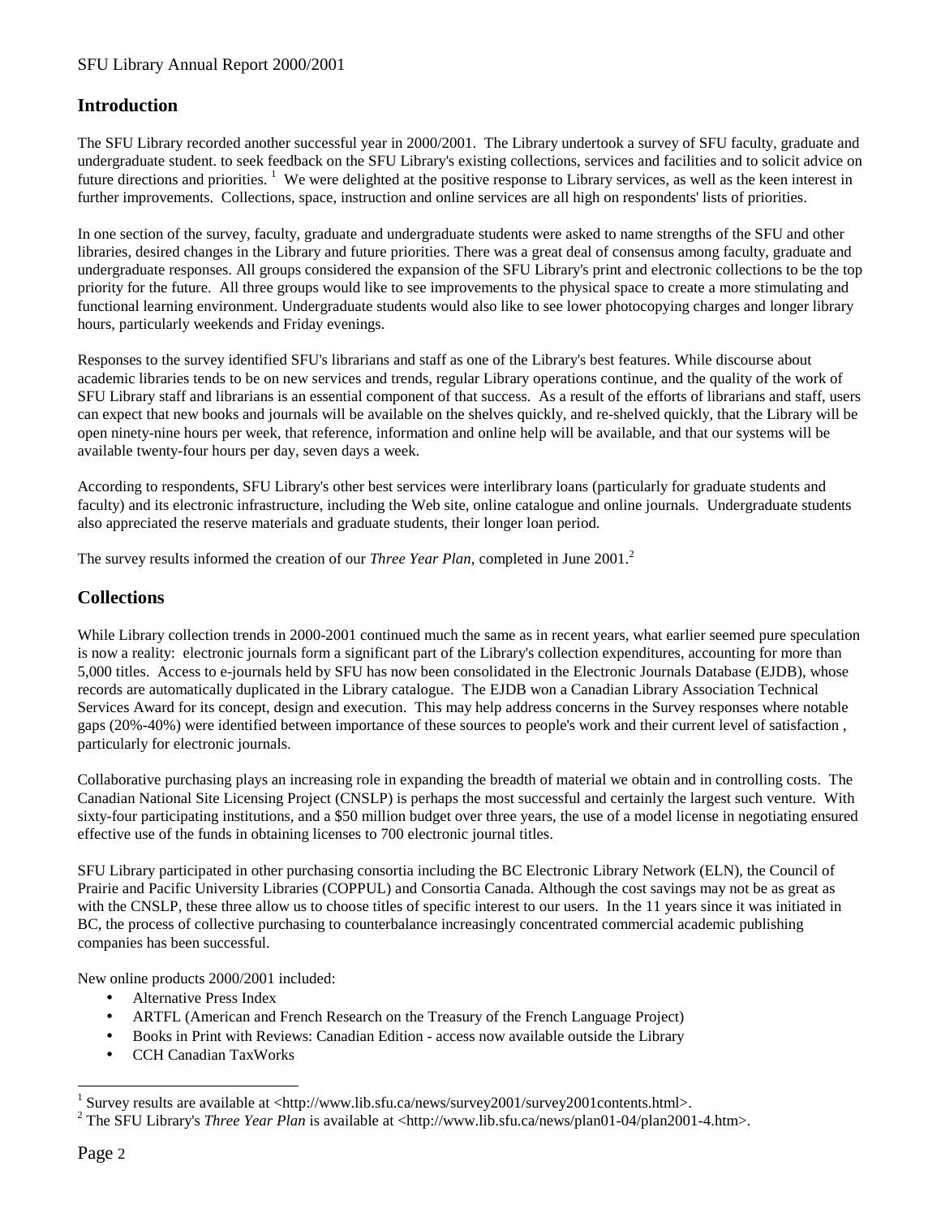## Introduction

The SFU Library recorded another successful year in 2000/2001. The Library undertook a survey of SFU faculty, graduate and undergraduate student. to seek feedback on the SFU Library's existing collections, services and facilities and to solicit advice on future directions and priorities. [1] We were delighted at the positive response to Library services, as well as the keen interest in further improvements. Collections, space, instruction and online services are all high on respondents' lists of priorities.

In one section of the survey, faculty, graduate and undergraduate students were asked to name strengths of the SFU and other libraries, desired changes in the Library and future priorities. There was a great deal of consensus among faculty, graduate and undergraduate responses. All groups considered the expansion of the SFU Library's print and electronic collections to be the top priority for the future. All three groups would like to see improvements to the physical space to create a more stimulating and functional learning environment. Undergraduate students would also like to see lower photocopying charges and longer library hours, particularly weekends and Friday evenings.

Responses to the survey identified SFU's librarians and staff as one of the Library's best features. While discourse about academic libraries tends to be on new services and trends, regular Library operations continue, and the quality of the work of SFU Library staff and librarians is an essential component of that success. As a result of the efforts of librarians and staff, users can expect that new books and journals will be available on the shelves quickly, and re-shelved quickly, that the Library will be open ninety-nine hours per week, that reference, information and online help will be available, and that our systems will be available twenty-four hours per day, seven days a week.

According to respondents, SFU Library's other best services were interlibrary loans (particularly for graduate students and faculty) and its electronic infrastructure, including the Web site, online catalogue and online journals. Undergraduate students also appreciated the reserve materials and graduate students, their longer loan period.

The survey results informed the creation of our *Three Year Plan*, completed in June 2001.[2]

## Collections

While Library collection trends in 2000-2001 continued much the same as in recent years, what earlier seemed pure speculation is now a reality: electronic journals form a significant part of the Library's collection expenditures, accounting for more than 5,000 titles. Access to e-journals held by SFU has now been consolidated in the Electronic Journals Database (EJDB), whose records are automatically duplicated in the Library catalogue. The EJDB won a Canadian Library Association Technical Services Award for its concept, design and execution. This may help address concerns in the Survey responses where notable gaps (20%-40%) were identified between importance of these sources to people's work and their current level of satisfaction , particularly for electronic journals.

Collaborative purchasing plays an increasing role in expanding the breadth of material we obtain and in controlling costs. The Canadian National Site Licensing Project (CNSLP) is perhaps the most successful and certainly the largest such venture. With sixty-four participating institutions, and a $50 million budget over three years, the use of a model license in negotiating ensured effective use of the funds in obtaining licenses to 700 electronic journal titles.

SFU Library participated in other purchasing consortia including the BC Electronic Library Network (ELN), the Council of Prairie and Pacific University Libraries (COPPUL) and Consortia Canada. Although the cost savings may not be as great as with the CNSLP, these three allow us to choose titles of specific interest to our users. In the 11 years since it was initiated in BC, the process of collective purchasing to counterbalance increasingly concentrated commercial academic publishing companies has been successful.

New online products 2000/2001 included:

- Alternative Press Index
- ARTFL (American and French Research on the Treasury of the French Language Project)
- Books in Print with Reviews: Canadian Edition - access now available outside the Library
- CCH Canadian TaxWorks

[1] Survey results are available at <http://www.lib.sfu.ca/news/survey2001/survey2001contents.html>.
[2] The SFU Library's *Three Year Plan* is available at <http://www.lib.sfu.ca/news/plan01-04/plan2001-4.htm>.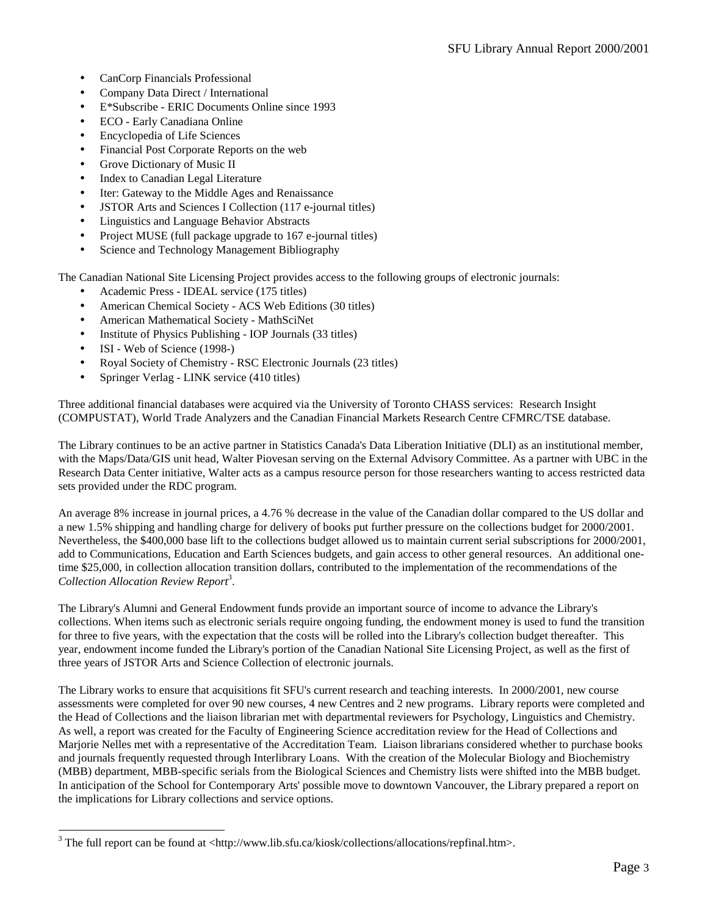- CanCorp Financials Professional
- Company Data Direct / International
- E*Subscribe - ERIC Documents Online since 1993
- ECO - Early Canadiana Online
- Encyclopedia of Life Sciences
- Financial Post Corporate Reports on the web
- Grove Dictionary of Music II
- Index to Canadian Legal Literature
- Iter: Gateway to the Middle Ages and Renaissance
- JSTOR Arts and Sciences I Collection (117 e-journal titles)
- Linguistics and Language Behavior Abstracts
- Project MUSE (full package upgrade to 167 e-journal titles)
- Science and Technology Management Bibliography

The Canadian National Site Licensing Project provides access to the following groups of electronic journals:

- Academic Press - IDEAL service (175 titles)
- American Chemical Society - ACS Web Editions (30 titles)
- American Mathematical Society - MathSciNet
- Institute of Physics Publishing - IOP Journals (33 titles)
- ISI - Web of Science (1998-)
- Royal Society of Chemistry - RSC Electronic Journals (23 titles)
- Springer Verlag - LINK service (410 titles)

Three additional financial databases were acquired via the University of Toronto CHASS services: Research Insight (COMPUSTAT), World Trade Analyzers and the Canadian Financial Markets Research Centre CFMRC/TSE database.

The Library continues to be an active partner in Statistics Canada's Data Liberation Initiative (DLI) as an institutional member, with the Maps/Data/GIS unit head, Walter Piovesan serving on the External Advisory Committee. As a partner with UBC in the Research Data Center initiative, Walter acts as a campus resource person for those researchers wanting to access restricted data sets provided under the RDC program.

An average 8% increase in journal prices, a 4.76 % decrease in the value of the Canadian dollar compared to the US dollar and a new 1.5% shipping and handling charge for delivery of books put further pressure on the collections budget for 2000/2001. Nevertheless, the $400,000 base lift to the collections budget allowed us to maintain current serial subscriptions for 2000/2001, add to Communications, Education and Earth Sciences budgets, and gain access to other general resources. An additional one-time $25,000, in collection allocation transition dollars, contributed to the implementation of the recommendations of the *Collection Allocation Review Report*[3].

The Library's Alumni and General Endowment funds provide an important source of income to advance the Library's collections. When items such as electronic serials require ongoing funding, the endowment money is used to fund the transition for three to five years, with the expectation that the costs will be rolled into the Library's collection budget thereafter. This year, endowment income funded the Library's portion of the Canadian National Site Licensing Project, as well as the first of three years of JSTOR Arts and Science Collection of electronic journals.

The Library works to ensure that acquisitions fit SFU's current research and teaching interests. In 2000/2001, new course assessments were completed for over 90 new courses, 4 new Centres and 2 new programs. Library reports were completed and the Head of Collections and the liaison librarian met with departmental reviewers for Psychology, Linguistics and Chemistry. As well, a report was created for the Faculty of Engineering Science accreditation review for the Head of Collections and Marjorie Nelles met with a representative of the Accreditation Team. Liaison librarians considered whether to purchase books and journals frequently requested through Interlibrary Loans. With the creation of the Molecular Biology and Biochemistry (MBB) department, MBB-specific serials from the Biological Sciences and Chemistry lists were shifted into the MBB budget. In anticipation of the School for Contemporary Arts' possible move to downtown Vancouver, the Library prepared a report on the implications for Library collections and service options.

[3] The full report can be found at <http://www.lib.sfu.ca/kiosk/collections/allocations/repfinal.htm>.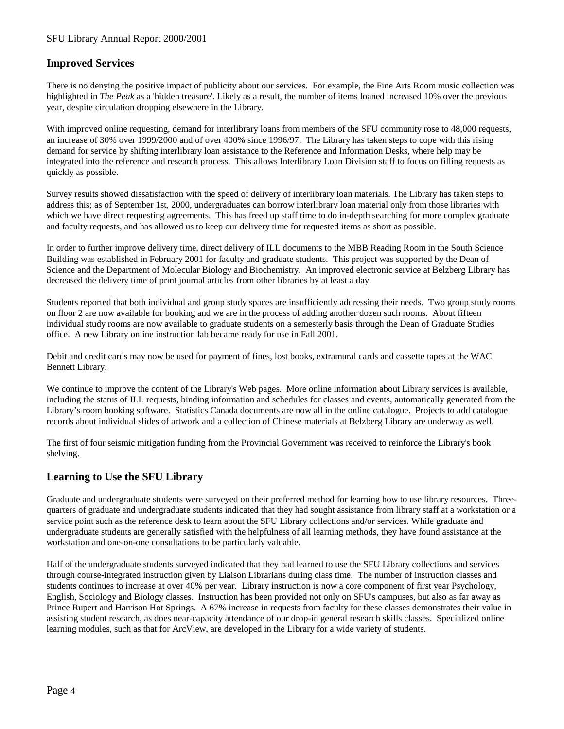## Improved Services

There is no denying the positive impact of publicity about our services. For example, the Fine Arts Room music collection was highlighted in *The Peak* as a 'hidden treasure'. Likely as a result, the number of items loaned increased 10% over the previous year, despite circulation dropping elsewhere in the Library.

With improved online requesting, demand for interlibrary loans from members of the SFU community rose to 48,000 requests, an increase of 30% over 1999/2000 and of over 400% since 1996/97. The Library has taken steps to cope with this rising demand for service by shifting interlibrary loan assistance to the Reference and Information Desks, where help may be integrated into the reference and research process. This allows Interlibrary Loan Division staff to focus on filling requests as quickly as possible.

Survey results showed dissatisfaction with the speed of delivery of interlibrary loan materials. The Library has taken steps to address this; as of September 1st, 2000, undergraduates can borrow interlibrary loan material only from those libraries with which we have direct requesting agreements. This has freed up staff time to do in-depth searching for more complex graduate and faculty requests, and has allowed us to keep our delivery time for requested items as short as possible.

In order to further improve delivery time, direct delivery of ILL documents to the MBB Reading Room in the South Science Building was established in February 2001 for faculty and graduate students. This project was supported by the Dean of Science and the Department of Molecular Biology and Biochemistry. An improved electronic service at Belzberg Library has decreased the delivery time of print journal articles from other libraries by at least a day.

Students reported that both individual and group study spaces are insufficiently addressing their needs. Two group study rooms on floor 2 are now available for booking and we are in the process of adding another dozen such rooms. About fifteen individual study rooms are now available to graduate students on a semesterly basis through the Dean of Graduate Studies office. A new Library online instruction lab became ready for use in Fall 2001.

Debit and credit cards may now be used for payment of fines, lost books, extramural cards and cassette tapes at the WAC Bennett Library.

We continue to improve the content of the Library's Web pages. More online information about Library services is available, including the status of ILL requests, binding information and schedules for classes and events, automatically generated from the Library's room booking software. Statistics Canada documents are now all in the online catalogue. Projects to add catalogue records about individual slides of artwork and a collection of Chinese materials at Belzberg Library are underway as well.

The first of four seismic mitigation funding from the Provincial Government was received to reinforce the Library's book shelving.

## Learning to Use the SFU Library

Graduate and undergraduate students were surveyed on their preferred method for learning how to use library resources. Three-quarters of graduate and undergraduate students indicated that they had sought assistance from library staff at a workstation or a service point such as the reference desk to learn about the SFU Library collections and/or services. While graduate and undergraduate students are generally satisfied with the helpfulness of all learning methods, they have found assistance at the workstation and one-on-one consultations to be particularly valuable.

Half of the undergraduate students surveyed indicated that they had learned to use the SFU Library collections and services through course-integrated instruction given by Liaison Librarians during class time. The number of instruction classes and students continues to increase at over 40% per year. Library instruction is now a core component of first year Psychology, English, Sociology and Biology classes. Instruction has been provided not only on SFU's campuses, but also as far away as Prince Rupert and Harrison Hot Springs. A 67% increase in requests from faculty for these classes demonstrates their value in assisting student research, as does near-capacity attendance of our drop-in general research skills classes. Specialized online learning modules, such as that for ArcView, are developed in the Library for a wide variety of students.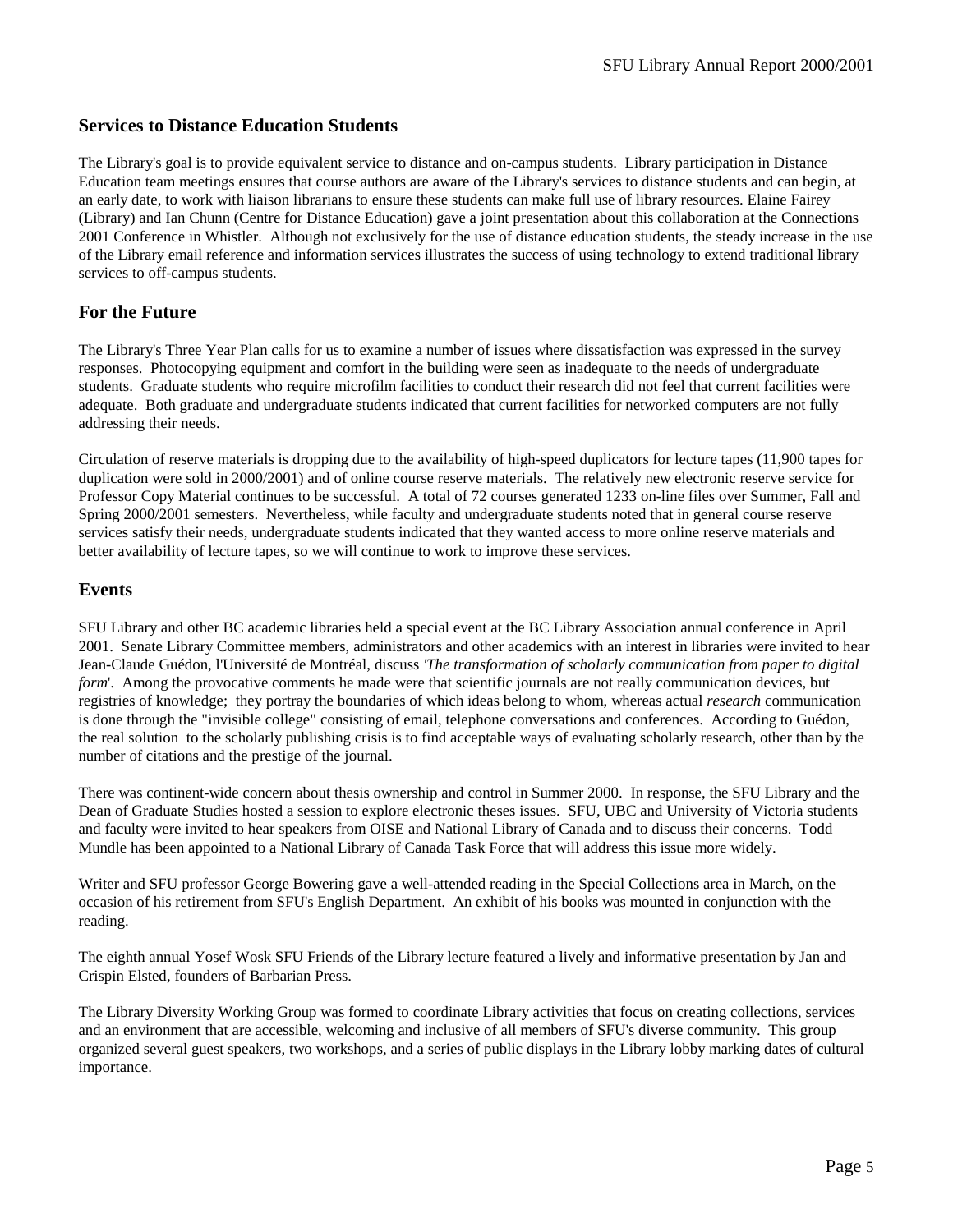## Services to Distance Education Students

The Library's goal is to provide equivalent service to distance and on-campus students. Library participation in Distance Education team meetings ensures that course authors are aware of the Library's services to distance students and can begin, at an early date, to work with liaison librarians to ensure these students can make full use of library resources. Elaine Fairey (Library) and Ian Chunn (Centre for Distance Education) gave a joint presentation about this collaboration at the Connections 2001 Conference in Whistler. Although not exclusively for the use of distance education students, the steady increase in the use of the Library email reference and information services illustrates the success of using technology to extend traditional library services to off-campus students.

## For the Future

The Library's Three Year Plan calls for us to examine a number of issues where dissatisfaction was expressed in the survey responses. Photocopying equipment and comfort in the building were seen as inadequate to the needs of undergraduate students. Graduate students who require microfilm facilities to conduct their research did not feel that current facilities were adequate. Both graduate and undergraduate students indicated that current facilities for networked computers are not fully addressing their needs.

Circulation of reserve materials is dropping due to the availability of high-speed duplicators for lecture tapes (11,900 tapes for duplication were sold in 2000/2001) and of online course reserve materials. The relatively new electronic reserve service for Professor Copy Material continues to be successful. A total of 72 courses generated 1233 on-line files over Summer, Fall and Spring 2000/2001 semesters. Nevertheless, while faculty and undergraduate students noted that in general course reserve services satisfy their needs, undergraduate students indicated that they wanted access to more online reserve materials and better availability of lecture tapes, so we will continue to work to improve these services.

## Events

SFU Library and other BC academic libraries held a special event at the BC Library Association annual conference in April 2001. Senate Library Committee members, administrators and other academics with an interest in libraries were invited to hear Jean-Claude Guédon, l'Université de Montréal, discuss *'The transformation of scholarly communication from paper to digital form*'. Among the provocative comments he made were that scientific journals are not really communication devices, but registries of knowledge; they portray the boundaries of which ideas belong to whom, whereas actual *research* communication is done through the "invisible college" consisting of email, telephone conversations and conferences. According to Guédon, the real solution to the scholarly publishing crisis is to find acceptable ways of evaluating scholarly research, other than by the number of citations and the prestige of the journal.

There was continent-wide concern about thesis ownership and control in Summer 2000. In response, the SFU Library and the Dean of Graduate Studies hosted a session to explore electronic theses issues. SFU, UBC and University of Victoria students and faculty were invited to hear speakers from OISE and National Library of Canada and to discuss their concerns. Todd Mundle has been appointed to a National Library of Canada Task Force that will address this issue more widely.

Writer and SFU professor George Bowering gave a well-attended reading in the Special Collections area in March, on the occasion of his retirement from SFU's English Department. An exhibit of his books was mounted in conjunction with the reading.

The eighth annual Yosef Wosk SFU Friends of the Library lecture featured a lively and informative presentation by Jan and Crispin Elsted, founders of Barbarian Press.

The Library Diversity Working Group was formed to coordinate Library activities that focus on creating collections, services and an environment that are accessible, welcoming and inclusive of all members of SFU's diverse community. This group organized several guest speakers, two workshops, and a series of public displays in the Library lobby marking dates of cultural importance.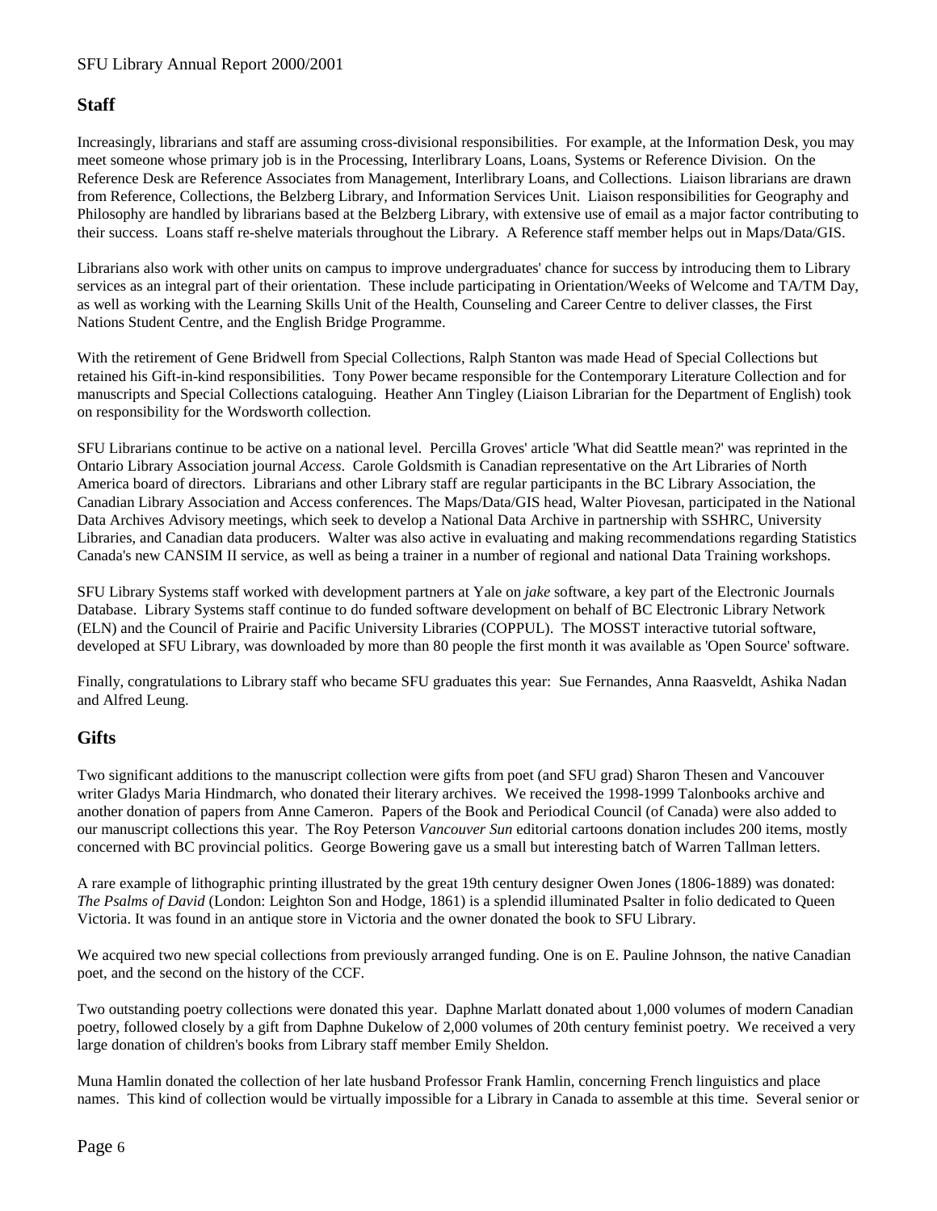## Staff

Increasingly, librarians and staff are assuming cross-divisional responsibilities. For example, at the Information Desk, you may meet someone whose primary job is in the Processing, Interlibrary Loans, Loans, Systems or Reference Division. On the Reference Desk are Reference Associates from Management, Interlibrary Loans, and Collections. Liaison librarians are drawn from Reference, Collections, the Belzberg Library, and Information Services Unit. Liaison responsibilities for Geography and Philosophy are handled by librarians based at the Belzberg Library, with extensive use of email as a major factor contributing to their success. Loans staff re-shelve materials throughout the Library. A Reference staff member helps out in Maps/Data/GIS.

Librarians also work with other units on campus to improve undergraduates' chance for success by introducing them to Library services as an integral part of their orientation. These include participating in Orientation/Weeks of Welcome and TA/TM Day, as well as working with the Learning Skills Unit of the Health, Counseling and Career Centre to deliver classes, the First Nations Student Centre, and the English Bridge Programme.

With the retirement of Gene Bridwell from Special Collections, Ralph Stanton was made Head of Special Collections but retained his Gift-in-kind responsibilities. Tony Power became responsible for the Contemporary Literature Collection and for manuscripts and Special Collections cataloguing. Heather Ann Tingley (Liaison Librarian for the Department of English) took on responsibility for the Wordsworth collection.

SFU Librarians continue to be active on a national level. Percilla Groves' article 'What did Seattle mean?' was reprinted in the Ontario Library Association journal *Access*. Carole Goldsmith is Canadian representative on the Art Libraries of North America board of directors. Librarians and other Library staff are regular participants in the BC Library Association, the Canadian Library Association and Access conferences. The Maps/Data/GIS head, Walter Piovesan, participated in the National Data Archives Advisory meetings, which seek to develop a National Data Archive in partnership with SSHRC, University Libraries, and Canadian data producers. Walter was also active in evaluating and making recommendations regarding Statistics Canada's new CANSIM II service, as well as being a trainer in a number of regional and national Data Training workshops.

SFU Library Systems staff worked with development partners at Yale on *jake* software, a key part of the Electronic Journals Database. Library Systems staff continue to do funded software development on behalf of BC Electronic Library Network (ELN) and the Council of Prairie and Pacific University Libraries (COPPUL). The MOSST interactive tutorial software, developed at SFU Library, was downloaded by more than 80 people the first month it was available as 'Open Source' software.

Finally, congratulations to Library staff who became SFU graduates this year: Sue Fernandes, Anna Raasveldt, Ashika Nadan and Alfred Leung.

## Gifts

Two significant additions to the manuscript collection were gifts from poet (and SFU grad) Sharon Thesen and Vancouver writer Gladys Maria Hindmarch, who donated their literary archives. We received the 1998-1999 Talonbooks archive and another donation of papers from Anne Cameron. Papers of the Book and Periodical Council (of Canada) were also added to our manuscript collections this year. The Roy Peterson *Vancouver Sun* editorial cartoons donation includes 200 items, mostly concerned with BC provincial politics. George Bowering gave us a small but interesting batch of Warren Tallman letters.

A rare example of lithographic printing illustrated by the great 19th century designer Owen Jones (1806-1889) was donated: *The Psalms of David* (London: Leighton Son and Hodge, 1861) is a splendid illuminated Psalter in folio dedicated to Queen Victoria. It was found in an antique store in Victoria and the owner donated the book to SFU Library.

We acquired two new special collections from previously arranged funding. One is on E. Pauline Johnson, the native Canadian poet, and the second on the history of the CCF.

Two outstanding poetry collections were donated this year. Daphne Marlatt donated about 1,000 volumes of modern Canadian poetry, followed closely by a gift from Daphne Dukelow of 2,000 volumes of 20th century feminist poetry. We received a very large donation of children's books from Library staff member Emily Sheldon.

Muna Hamlin donated the collection of her late husband Professor Frank Hamlin, concerning French linguistics and place names. This kind of collection would be virtually impossible for a Library in Canada to assemble at this time. Several senior or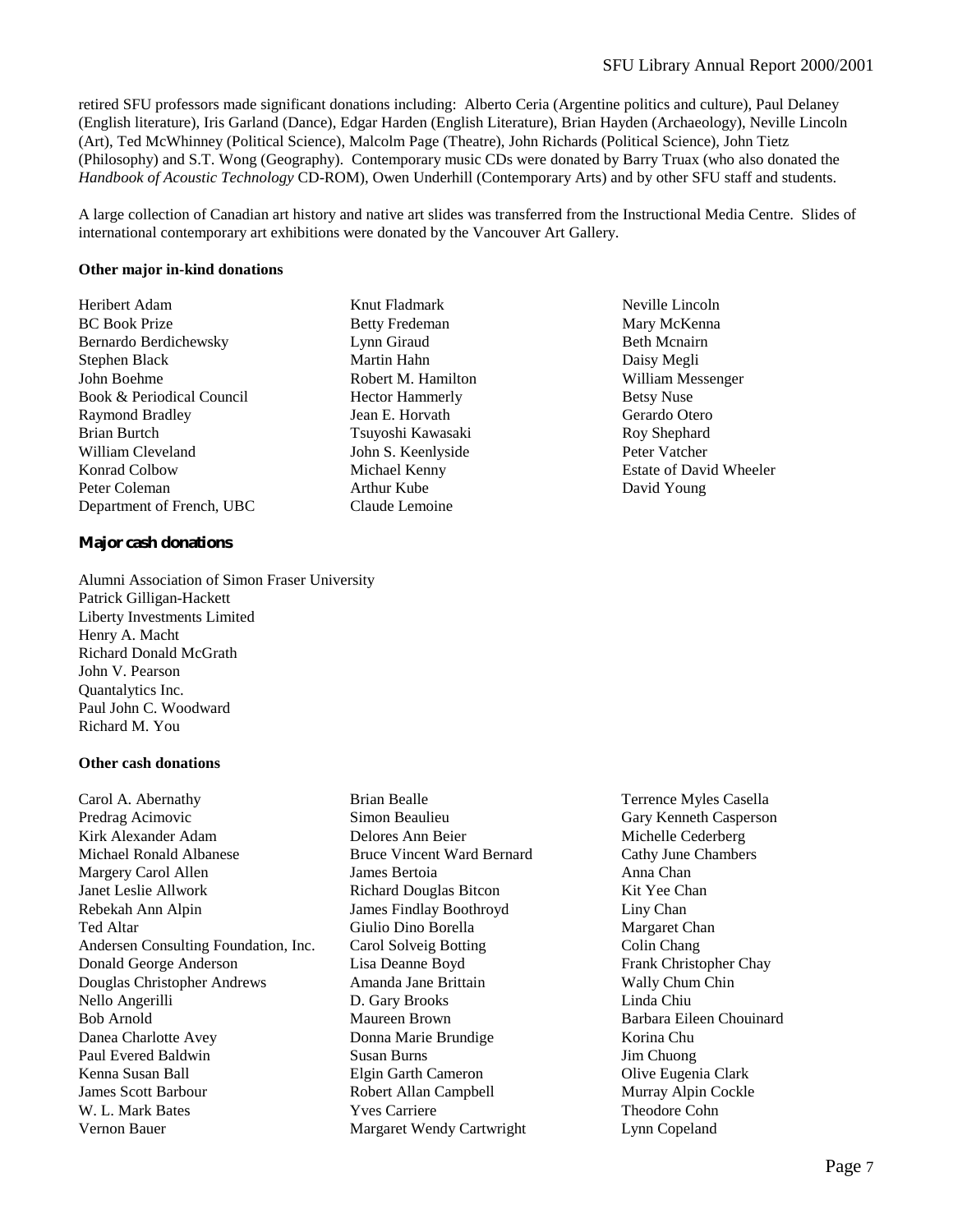retired SFU professors made significant donations including: Alberto Ceria (Argentine politics and culture), Paul Delaney (English literature), Iris Garland (Dance), Edgar Harden (English Literature), Brian Hayden (Archaeology), Neville Lincoln (Art), Ted McWhinney (Political Science), Malcolm Page (Theatre), John Richards (Political Science), John Tietz (Philosophy) and S.T. Wong (Geography). Contemporary music CDs were donated by Barry Truax (who also donated the *Handbook of Acoustic Technology* CD-ROM), Owen Underhill (Contemporary Arts) and by other SFU staff and students.

A large collection of Canadian art history and native art slides was transferred from the Instructional Media Centre. Slides of international contemporary art exhibitions were donated by the Vancouver Art Gallery.

**Other major in-kind donations**

Heribert Adam
BC Book Prize
Bernardo Berdichewsky
Stephen Black
John Boehme
Book & Periodical Council
Raymond Bradley
Brian Burtch
William Cleveland
Konrad Colbow
Peter Coleman
Department of French, UBC
Knut Fladmark
Betty Fredeman
Lynn Giraud
Martin Hahn
Robert M. Hamilton
Hector Hammerly
Jean E. Horvath
Tsuyoshi Kawasaki
John S. Keenlyside
Michael Kenny
Arthur Kube
Claude Lemoine
Neville Lincoln
Mary McKenna
Beth Mcnairn
Daisy Megli
William Messenger
Betsy Nuse
Gerardo Otero
Roy Shephard
Peter Vatcher
Estate of David Wheeler
David Young

**Major cash donations**

Alumni Association of Simon Fraser University
Patrick Gilligan-Hackett
Liberty Investments Limited
Henry A. Macht
Richard Donald McGrath
John V. Pearson
Quantalytics Inc.
Paul John C. Woodward
Richard M. You

**Other cash donations**

Carol A. Abernathy
Predrag Acimovic
Kirk Alexander Adam
Michael Ronald Albanese
Margery Carol Allen
Janet Leslie Allwork
Rebekah Ann Alpin
Ted Altar
Andersen Consulting Foundation, Inc.
Donald George Anderson
Douglas Christopher Andrews
Nello Angerilli
Bob Arnold
Danea Charlotte Avey
Paul Evered Baldwin
Kenna Susan Ball
James Scott Barbour
W. L. Mark Bates
Vernon Bauer
Brian Bealle
Simon Beaulieu
Delores Ann Beier
Bruce Vincent Ward Bernard
James Bertoia
Richard Douglas Bitcon
James Findlay Boothroyd
Giulio Dino Borella
Carol Solveig Botting
Lisa Deanne Boyd
Amanda Jane Brittain
D. Gary Brooks
Maureen Brown
Donna Marie Brundige
Susan Burns
Elgin Garth Cameron
Robert Allan Campbell
Yves Carriere
Margaret Wendy Cartwright
Terrence Myles Casella
Gary Kenneth Casperson
Michelle Cederberg
Cathy June Chambers
Anna Chan
Kit Yee Chan
Liny Chan
Margaret Chan
Colin Chang
Frank Christopher Chay
Wally Chum Chin
Linda Chiu
Barbara Eileen Chouinard
Korina Chu
Jim Chuong
Olive Eugenia Clark
Murray Alpin Cockle
Theodore Cohn
Lynn Copeland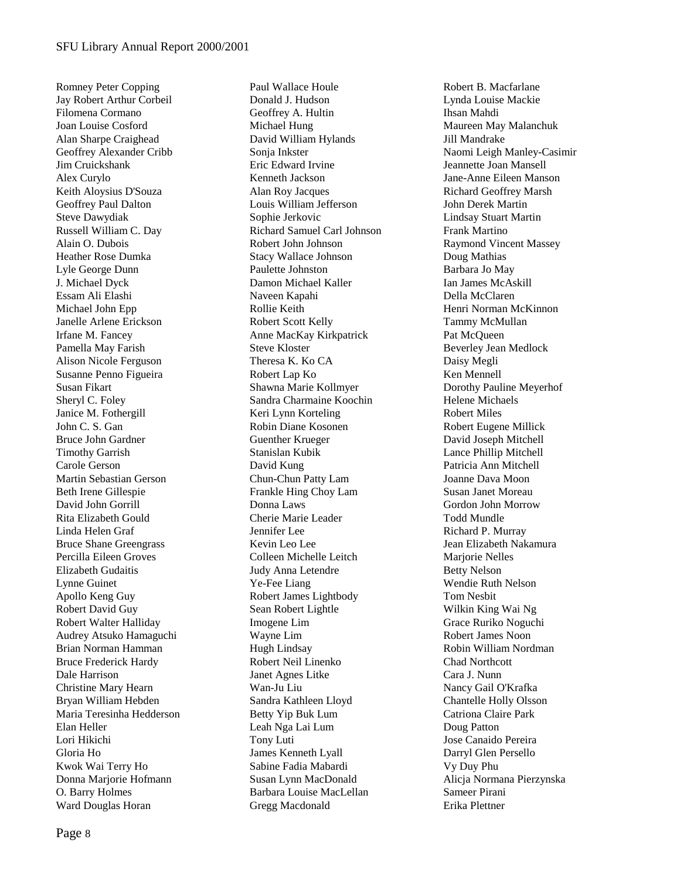Romney Peter Copping
Jay Robert Arthur Corbeil
Filomena Cormano
Joan Louise Cosford
Alan Sharpe Craighead
Geoffrey Alexander Cribb
Jim Cruickshank
Alex Curylo
Keith Aloysius D'Souza
Geoffrey Paul Dalton
Steve Dawydiak
Russell William C. Day
Alain O. Dubois
Heather Rose Dumka
Lyle George Dunn
J. Michael Dyck
Essam Ali Elashi
Michael John Epp
Janelle Arlene Erickson
Irfane M. Fancey
Pamella May Farish
Alison Nicole Ferguson
Susanne Penno Figueira
Susan Fikart
Sheryl C. Foley
Janice M. Fothergill
John C. S. Gan
Bruce John Gardner
Timothy Garrish
Carole Gerson
Martin Sebastian Gerson
Beth Irene Gillespie
David John Gorrill
Rita Elizabeth Gould
Linda Helen Graf
Bruce Shane Greengrass
Percilla Eileen Groves
Elizabeth Gudaitis
Lynne Guinet
Apollo Keng Guy
Robert David Guy
Robert Walter Halliday
Audrey Atsuko Hamaguchi
Brian Norman Hamman
Bruce Frederick Hardy
Dale Harrison
Christine Mary Hearn
Bryan William Hebden
Maria Teresinha Hedderson
Elan Heller
Lori Hikichi
Gloria Ho
Kwok Wai Terry Ho
Donna Marjorie Hofmann
O. Barry Holmes
Ward Douglas Horan
Paul Wallace Houle
Donald J. Hudson
Geoffrey A. Hultin
Michael Hung
David William Hylands
Sonja Inkster
Eric Edward Irvine
Kenneth Jackson
Alan Roy Jacques
Louis William Jefferson
Sophie Jerkovic
Richard Samuel Carl Johnson
Robert John Johnson
Stacy Wallace Johnson
Paulette Johnston
Damon Michael Kaller
Naveen Kapahi
Rollie Keith
Robert Scott Kelly
Anne MacKay Kirkpatrick
Steve Kloster
Theresa K. Ko CA
Robert Lap Ko
Shawna Marie Kollmyer
Sandra Charmaine Koochin
Keri Lynn Korteling
Robin Diane Kosonen
Guenther Krueger
Stanislan Kubik
David Kung
Chun-Chun Patty Lam
Frankle Hing Choy Lam
Donna Laws
Cherie Marie Leader
Jennifer Lee
Kevin Leo Lee
Colleen Michelle Leitch
Judy Anna Letendre
Ye-Fee Liang
Robert James Lightbody
Sean Robert Lightle
Imogene Lim
Wayne Lim
Hugh Lindsay
Robert Neil Linenko
Janet Agnes Litke
Wan-Ju Liu
Sandra Kathleen Lloyd
Betty Yip Buk Lum
Leah Nga Lai Lum
Tony Luti
James Kenneth Lyall
Sabine Fadia Mabardi
Susan Lynn MacDonald
Barbara Louise MacLellan
Gregg Macdonald
Robert B. Macfarlane
Lynda Louise Mackie
Ihsan Mahdi
Maureen May Malanchuk
Jill Mandrake
Naomi Leigh Manley-Casimir
Jeannette Joan Mansell
Jane-Anne Eileen Manson
Richard Geoffrey Marsh
John Derek Martin
Lindsay Stuart Martin
Frank Martino
Raymond Vincent Massey
Doug Mathias
Barbara Jo May
Ian James McAskill
Della McClaren
Henri Norman McKinnon
Tammy McMullan
Pat McQueen
Beverley Jean Medlock
Daisy Megli
Ken Mennell
Dorothy Pauline Meyerhof
Helene Michaels
Robert Miles
Robert Eugene Millick
David Joseph Mitchell
Lance Phillip Mitchell
Patricia Ann Mitchell
Joanne Dava Moon
Susan Janet Moreau
Gordon John Morrow
Todd Mundle
Richard P. Murray
Jean Elizabeth Nakamura
Marjorie Nelles
Betty Nelson
Wendie Ruth Nelson
Tom Nesbit
Wilkin King Wai Ng
Grace Ruriko Noguchi
Robert James Noon
Robin William Nordman
Chad Northcott
Cara J. Nunn
Nancy Gail O'Krafka
Chantelle Holly Olsson
Catriona Claire Park
Doug Patton
Jose Canaido Pereira
Darryl Glen Persello
Vy Duy Phu
Alicja Normana Pierzynska
Sameer Pirani
Erika Plettner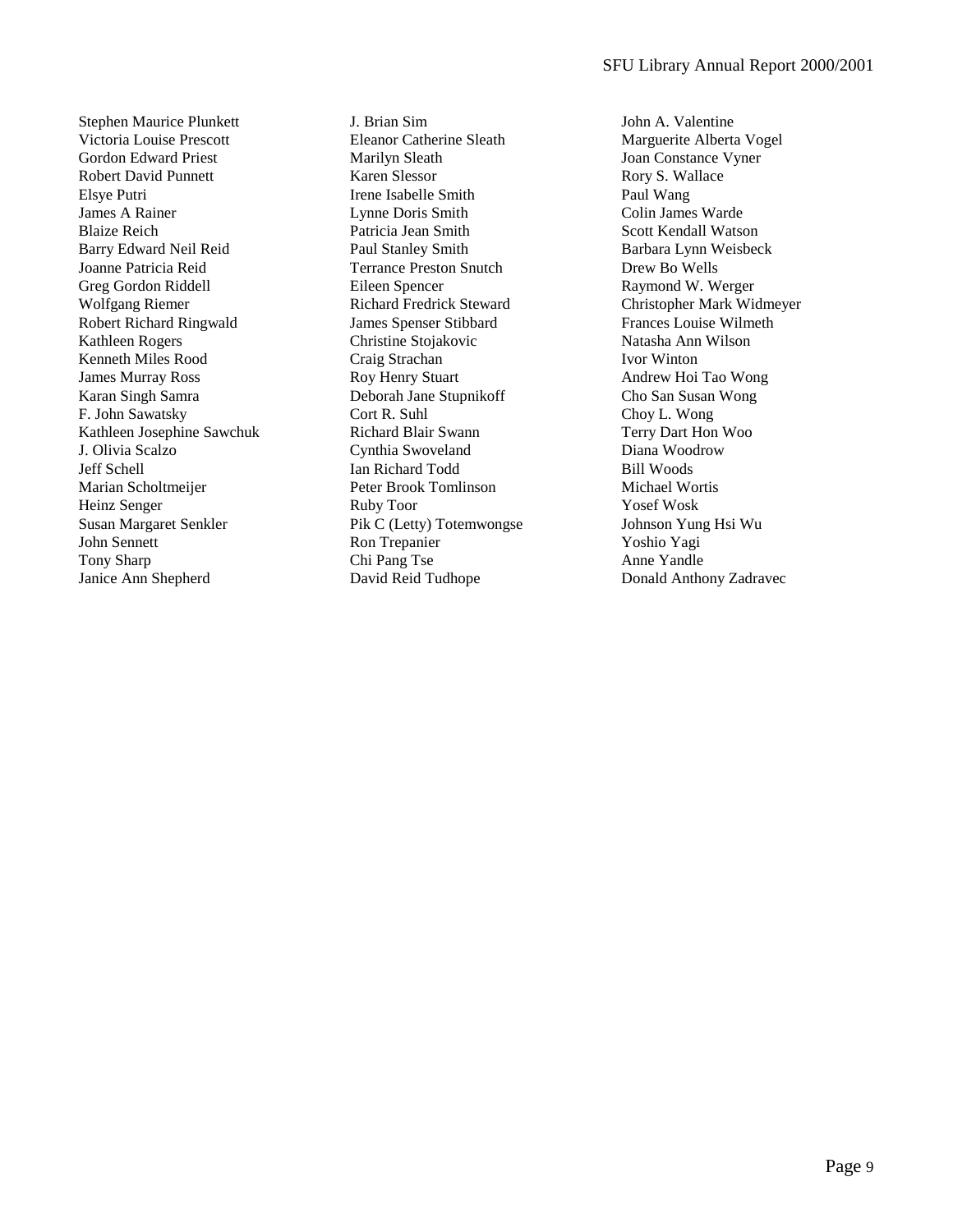Stephen Maurice Plunkett
Victoria Louise Prescott
Gordon Edward Priest
Robert David Punnett
Elsye Putri
James A Rainer
Blaize Reich
Barry Edward Neil Reid
Joanne Patricia Reid
Greg Gordon Riddell
Wolfgang Riemer
Robert Richard Ringwald
Kathleen Rogers
Kenneth Miles Rood
James Murray Ross
Karan Singh Samra
F. John Sawatsky
Kathleen Josephine Sawchuk
J. Olivia Scalzo
Jeff Schell
Marian Scholtmeijer
Heinz Senger
Susan Margaret Senkler
John Sennett
Tony Sharp
Janice Ann Shepherd
J. Brian Sim
Eleanor Catherine Sleath
Marilyn Sleath
Karen Slessor
Irene Isabelle Smith
Lynne Doris Smith
Patricia Jean Smith
Paul Stanley Smith
Terrance Preston Snutch
Eileen Spencer
Richard Fredrick Steward
James Spenser Stibbard
Christine Stojakovic
Craig Strachan
Roy Henry Stuart
Deborah Jane Stupnikoff
Cort R. Suhl
Richard Blair Swann
Cynthia Swoveland
Ian Richard Todd
Peter Brook Tomlinson
Ruby Toor
Pik C (Letty) Totemwongse
Ron Trepanier
Chi Pang Tse
David Reid Tudhope
John A. Valentine
Marguerite Alberta Vogel
Joan Constance Vyner
Rory S. Wallace
Paul Wang
Colin James Warde
Scott Kendall Watson
Barbara Lynn Weisbeck
Drew Bo Wells
Raymond W. Werger
Christopher Mark Widmeyer
Frances Louise Wilmeth
Natasha Ann Wilson
Ivor Winton
Andrew Hoi Tao Wong
Cho San Susan Wong
Choy L. Wong
Terry Dart Hon Woo
Diana Woodrow
Bill Woods
Michael Wortis
Yosef Wosk
Johnson Yung Hsi Wu
Yoshio Yagi
Anne Yandle
Donald Anthony Zadravec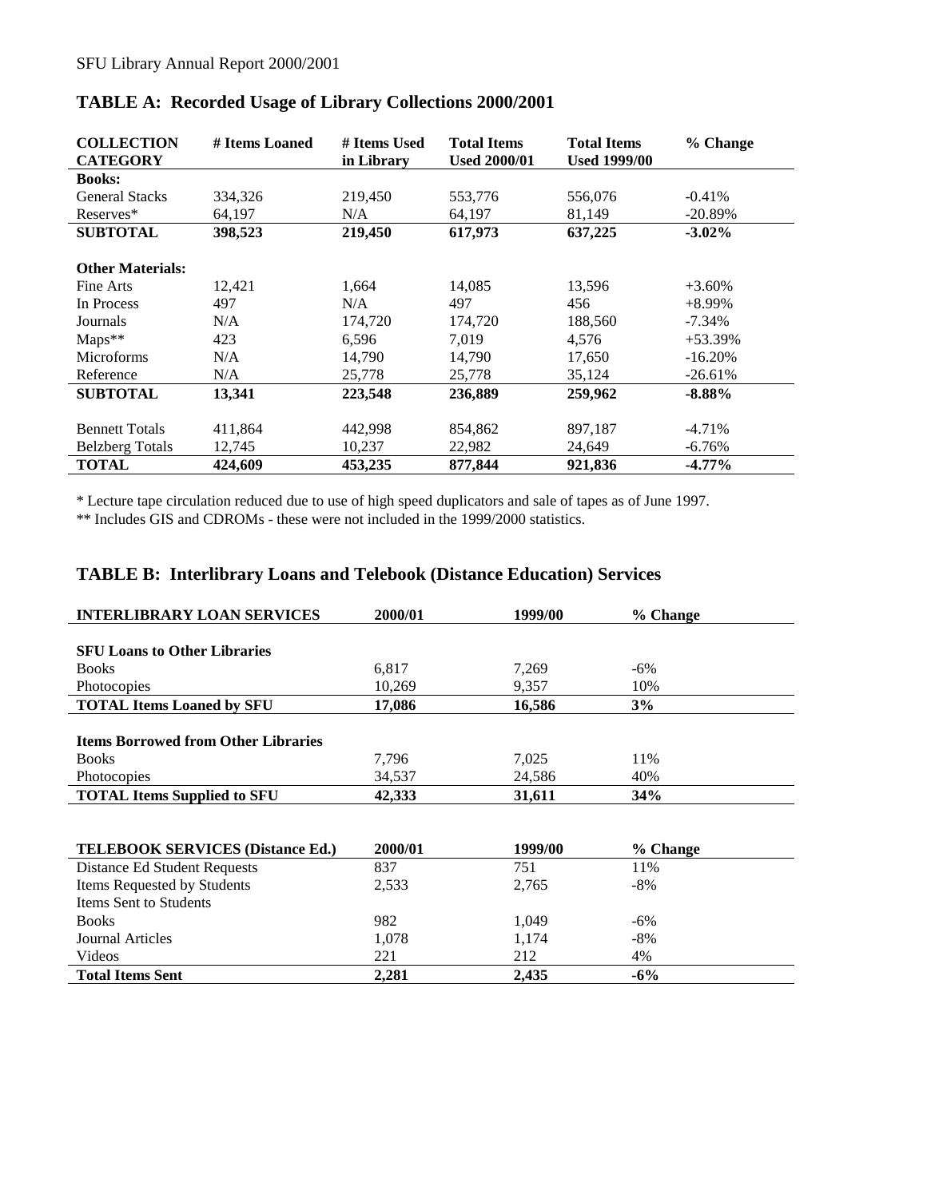## TABLE A: Recorded Usage of Library Collections 2000/2001

| COLLECTION CATEGORY | # Items Loaned | # Items Used in Library | Total Items Used 2000/01 | Total Items Used 1999/00 | % Change |
|---|---|---|---|---|---|
| **Books:** | | | | | |
| General Stacks | 334,326 | 219,450 | 553,776 | 556,076 | -0.41% |
| Reserves* | 64,197 | N/A | 64,197 | 81,149 | -20.89% |
| **SUBTOTAL** | **398,523** | **219,450** | **617,973** | **637,225** | **-3.02%** |
| **Other Materials:** | | | | | |
| Fine Arts | 12,421 | 1,664 | 14,085 | 13,596 | +3.60% |
| In Process | 497 | N/A | 497 | 456 | +8.99% |
| Journals | N/A | 174,720 | 174,720 | 188,560 | -7.34% |
| Maps** | 423 | 6,596 | 7,019 | 4,576 | +53.39% |
| Microforms | N/A | 14,790 | 14,790 | 17,650 | -16.20% |
| Reference | N/A | 25,778 | 25,778 | 35,124 | -26.61% |
| **SUBTOTAL** | **13,341** | **223,548** | **236,889** | **259,962** | **-8.88%** |
| Bennett Totals | 411,864 | 442,998 | 854,862 | 897,187 | -4.71% |
| Belzberg Totals | 12,745 | 10,237 | 22,982 | 24,649 | -6.76% |
| **TOTAL** | **424,609** | **453,235** | **877,844** | **921,836** | **-4.77%** |

* Lecture tape circulation reduced due to use of high speed duplicators and sale of tapes as of June 1997.

** Includes GIS and CDROMs - these were not included in the 1999/2000 statistics.

## TABLE B: Interlibrary Loans and Telebook (Distance Education) Services

| INTERLIBRARY LOAN SERVICES | 2000/01 | 1999/00 | % Change |
|---|---|---|---|
| **SFU Loans to Other Libraries** | | | |
| Books | 6,817 | 7,269 | -6% |
| Photocopies | 10,269 | 9,357 | 10% |
| **TOTAL Items Loaned by SFU** | **17,086** | **16,586** | **3%** |
| **Items Borrowed from Other Libraries** | | | |
| Books | 7,796 | 7,025 | 11% |
| Photocopies | 34,537 | 24,586 | 40% |
| **TOTAL Items Supplied to SFU** | **42,333** | **31,611** | **34%** |

| TELEBOOK SERVICES (Distance Ed.) | 2000/01 | 1999/00 | % Change |
|---|---|---|---|
| Distance Ed Student Requests | 837 | 751 | 11% |
| Items Requested by Students | 2,533 | 2,765 | -8% |
| Items Sent to Students | | | |
| Books | 982 | 1,049 | -6% |
| Journal Articles | 1,078 | 1,174 | -8% |
| Videos | 221 | 212 | 4% |
| **Total Items Sent** | **2,281** | **2,435** | **-6%** |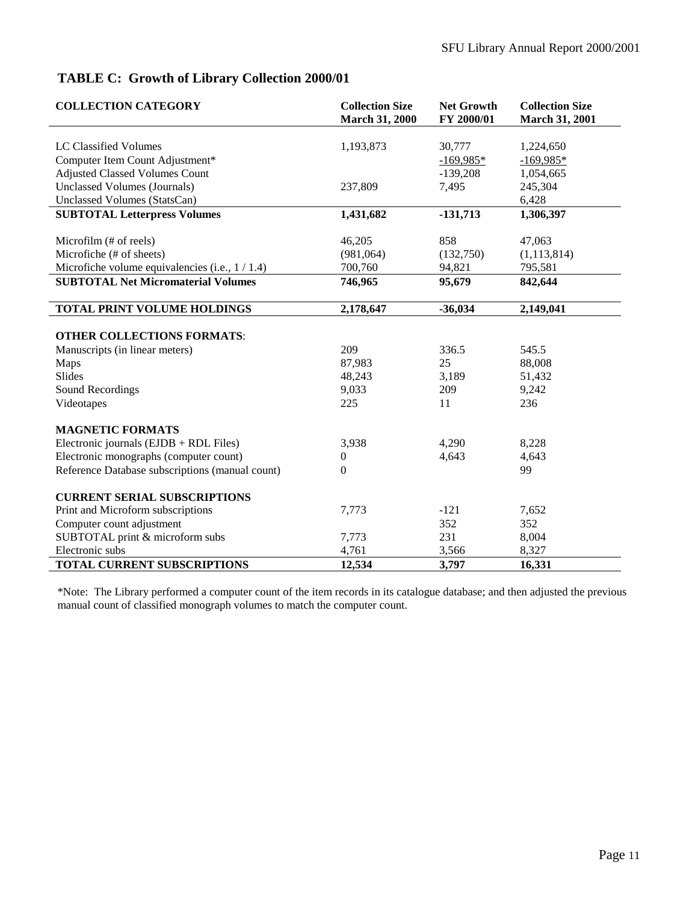## TABLE C: Growth of Library Collection 2000/01

| COLLECTION CATEGORY | Collection Size March 31, 2000 | Net Growth FY 2000/01 | Collection Size March 31, 2001 |
|---|---|---|---|
| LC Classified Volumes | 1,193,873 | 30,777 | 1,224,650 |
| Computer Item Count Adjustment* | | -169,985* | -169,985* |
| Adjusted Classed Volumes Count | | -139,208 | 1,054,665 |
| Unclassed Volumes (Journals) | 237,809 | 7,495 | 245,304 |
| Unclassed Volumes (StatsCan) | | | 6,428 |
| **SUBTOTAL Letterpress Volumes** | **1,431,682** | **-131,713** | **1,306,397** |
| Microfilm (# of reels) | 46,205 | 858 | 47,063 |
| Microfiche (# of sheets) | (981,064) | (132,750) | (1,113,814) |
| Microfiche volume equivalencies (i.e., 1 / 1.4) | 700,760 | 94,821 | 795,581 |
| **SUBTOTAL Net Micromaterial Volumes** | **746,965** | **95,679** | **842,644** |
| **TOTAL PRINT VOLUME HOLDINGS** | **2,178,647** | **-36,034** | **2,149,041** |
| **OTHER COLLECTIONS FORMATS**: | | | |
| Manuscripts (in linear meters) | 209 | 336.5 | 545.5 |
| Maps | 87,983 | 25 | 88,008 |
| Slides | 48,243 | 3,189 | 51,432 |
| Sound Recordings | 9,033 | 209 | 9,242 |
| Videotapes | 225 | 11 | 236 |
| **MAGNETIC FORMATS** | | | |
| Electronic journals (EJDB + RDL Files) | 3,938 | 4,290 | 8,228 |
| Electronic monographs (computer count) | 0 | 4,643 | 4,643 |
| Reference Database subscriptions (manual count) | 0 | | 99 |
| **CURRENT SERIAL SUBSCRIPTIONS** | | | |
| Print and Microform subscriptions | 7,773 | -121 | 7,652 |
| Computer count adjustment | | 352 | 352 |
| SUBTOTAL print & microform subs | 7,773 | 231 | 8,004 |
| Electronic subs | 4,761 | 3,566 | 8,327 |
| **TOTAL CURRENT SUBSCRIPTIONS** | **12,534** | **3,797** | **16,331** |

*Note: The Library performed a computer count of the item records in its catalogue database; and then adjusted the previous manual count of classified monograph volumes to match the computer count.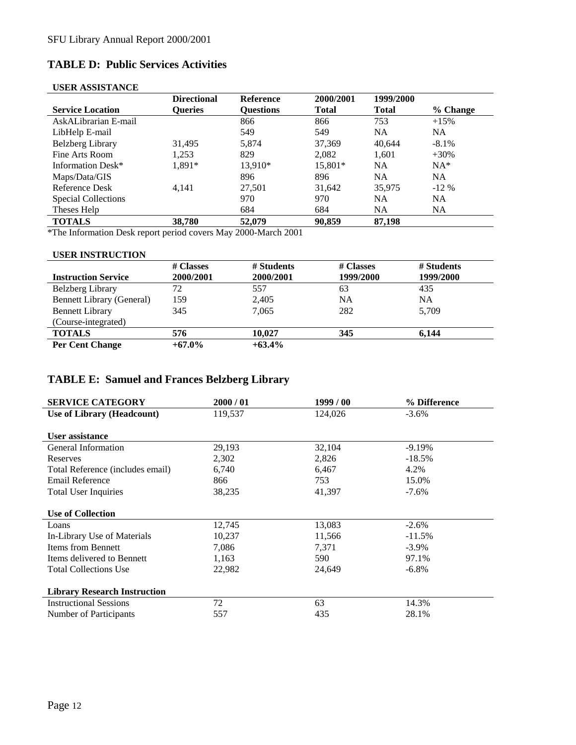## TABLE D: Public Services Activities

### USER ASSISTANCE

| Service Location | Directional Queries | Reference Questions | 2000/2001 Total | 1999/2000 Total | % Change |
|---|---|---|---|---|---|
| AskALibrarian E-mail | | 866 | 866 | 753 | +15% |
| LibHelp E-mail | | 549 | 549 | NA | NA |
| Belzberg Library | 31,495 | 5,874 | 37,369 | 40,644 | -8.1% |
| Fine Arts Room | 1,253 | 829 | 2,082 | 1,601 | +30% |
| Information Desk* | 1,891* | 13,910* | 15,801* | NA | NA* |
| Maps/Data/GIS | | 896 | 896 | NA | NA |
| Reference Desk | 4,141 | 27,501 | 31,642 | 35,975 | -12 % |
| Special Collections | | 970 | 970 | NA | NA |
| Theses Help | | 684 | 684 | NA | NA |
| **TOTALS** | **38,780** | **52,079** | **90,859** | **87,198** | |

*The Information Desk report period covers May 2000-March 2001

### USER INSTRUCTION

| Instruction Service | # Classes 2000/2001 | # Students 2000/2001 | # Classes 1999/2000 | # Students 1999/2000 |
|---|---|---|---|---|
| Belzberg Library | 72 | 557 | 63 | 435 |
| Bennett Library (General) | 159 | 2,405 | NA | NA |
| Bennett Library (Course-integrated) | 345 | 7,065 | 282 | 5,709 |
| **TOTALS** | **576** | **10,027** | **345** | **6,144** |
| **Per Cent Change** | **+67.0%** | **+63.4%** | | |

## TABLE E: Samuel and Frances Belzberg Library

| SERVICE CATEGORY | 2000 / 01 | 1999 / 00 | % Difference |
|---|---|---|---|
| **Use of Library (Headcount)** | 119,537 | 124,026 | -3.6% |
| **User assistance** | | | |
| General Information | 29,193 | 32,104 | -9.19% |
| Reserves | 2,302 | 2,826 | -18.5% |
| Total Reference (includes email) | 6,740 | 6,467 | 4.2% |
| Email Reference | 866 | 753 | 15.0% |
| Total User Inquiries | 38,235 | 41,397 | -7.6% |
| **Use of Collection** | | | |
| Loans | 12,745 | 13,083 | -2.6% |
| In-Library Use of Materials | 10,237 | 11,566 | -11.5% |
| Items from Bennett | 7,086 | 7,371 | -3.9% |
| Items delivered to Bennett | 1,163 | 590 | 97.1% |
| Total Collections Use | 22,982 | 24,649 | -6.8% |
| **Library Research Instruction** | | | |
| Instructional Sessions | 72 | 63 | 14.3% |
| Number of Participants | 557 | 435 | 28.1% |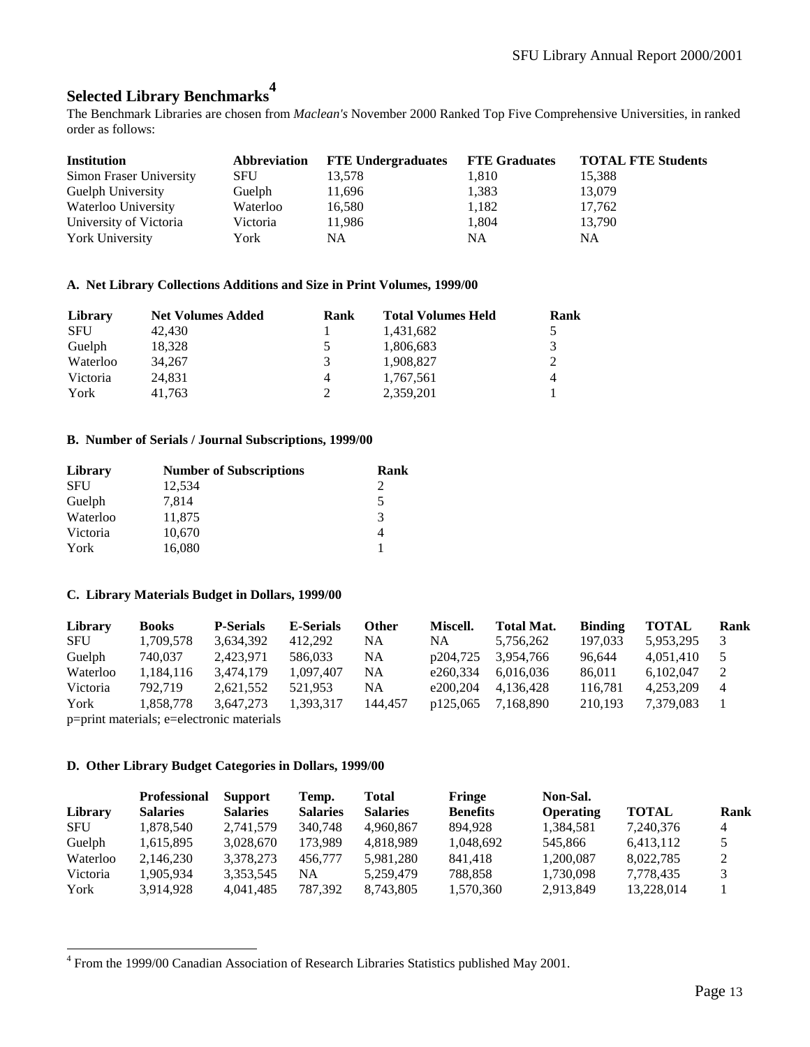## Selected Library Benchmarks[4]

The Benchmark Libraries are chosen from *Maclean's* November 2000 Ranked Top Five Comprehensive Universities, in ranked order as follows:

| Institution | Abbreviation | FTE Undergraduates | FTE Graduates | TOTAL FTE Students |
|---|---|---|---|---|
| Simon Fraser University | SFU | 13,578 | 1,810 | 15,388 |
| Guelph University | Guelph | 11,696 | 1,383 | 13,079 |
| Waterloo University | Waterloo | 16,580 | 1,182 | 17,762 |
| University of Victoria | Victoria | 11,986 | 1,804 | 13,790 |
| York University | York | NA | NA | NA |

### A. Net Library Collections Additions and Size in Print Volumes, 1999/00

| Library | Net Volumes Added | Rank | Total Volumes Held | Rank |
|---|---|---|---|---|
| SFU | 42,430 | 1 | 1,431,682 | 5 |
| Guelph | 18,328 | 5 | 1,806,683 | 3 |
| Waterloo | 34,267 | 3 | 1,908,827 | 2 |
| Victoria | 24,831 | 4 | 1,767,561 | 4 |
| York | 41,763 | 2 | 2,359,201 | 1 |

### B. Number of Serials / Journal Subscriptions, 1999/00

| Library | Number of Subscriptions | Rank |
|---|---|---|
| SFU | 12,534 | 2 |
| Guelph | 7,814 | 5 |
| Waterloo | 11,875 | 3 |
| Victoria | 10,670 | 4 |
| York | 16,080 | 1 |

### C. Library Materials Budget in Dollars, 1999/00

| Library | Books | P-Serials | E-Serials | Other | Miscell. | Total Mat. | Binding | TOTAL | Rank |
|---|---|---|---|---|---|---|---|---|---|
| SFU | 1,709,578 | 3,634,392 | 412,292 | NA | NA | 5,756,262 | 197,033 | 5,953,295 | 3 |
| Guelph | 740,037 | 2,423,971 | 586,033 | NA | p204,725 | 3,954,766 | 96,644 | 4,051,410 | 5 |
| Waterloo | 1,184,116 | 3,474,179 | 1,097,407 | NA | e260,334 | 6,016,036 | 86,011 | 6,102,047 | 2 |
| Victoria | 792,719 | 2,621,552 | 521,953 | NA | e200,204 | 4,136,428 | 116,781 | 4,253,209 | 4 |
| York | 1,858,778 | 3,647,273 | 1,393,317 | 144,457 | p125,065 | 7,168,890 | 210,193 | 7,379,083 | 1 |

p=print materials; e=electronic materials

### D. Other Library Budget Categories in Dollars, 1999/00

| Library | Professional Salaries | Support Salaries | Temp. Salaries | Total Salaries | Fringe Benefits | Non-Sal. Operating | TOTAL | Rank |
|---|---|---|---|---|---|---|---|---|
| SFU | 1,878,540 | 2,741,579 | 340,748 | 4,960,867 | 894,928 | 1,384,581 | 7,240,376 | 4 |
| Guelph | 1,615,895 | 3,028,670 | 173,989 | 4,818,989 | 1,048,692 | 545,866 | 6,413,112 | 5 |
| Waterloo | 2,146,230 | 3,378,273 | 456,777 | 5,981,280 | 841,418 | 1,200,087 | 8,022,785 | 2 |
| Victoria | 1,905,934 | 3,353,545 | NA | 5,259,479 | 788,858 | 1,730,098 | 7,778,435 | 3 |
| York | 3,914,928 | 4,041,485 | 787,392 | 8,743,805 | 1,570,360 | 2,913,849 | 13,228,014 | 1 |

[4] From the 1999/00 Canadian Association of Research Libraries Statistics published May 2001.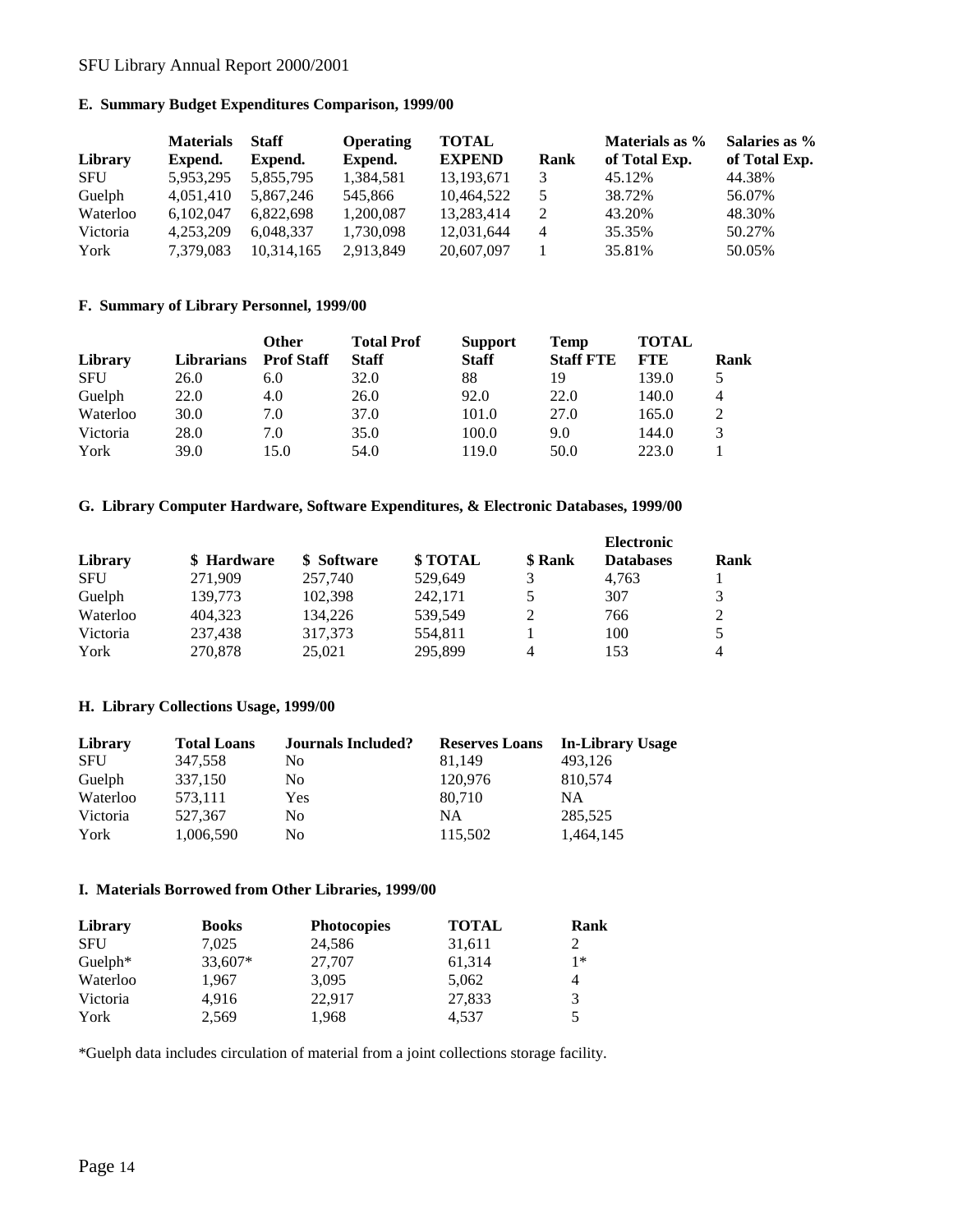### E. Summary Budget Expenditures Comparison, 1999/00

| Library | Materials Expend. | Staff Expend. | Operating Expend. | TOTAL EXPEND | Rank | Materials as % of Total Exp. | Salaries as % of Total Exp. |
|---|---|---|---|---|---|---|---|
| SFU | 5,953,295 | 5,855,795 | 1,384,581 | 13,193,671 | 3 | 45.12% | 44.38% |
| Guelph | 4,051,410 | 5,867,246 | 545,866 | 10,464,522 | 5 | 38.72% | 56.07% |
| Waterloo | 6,102,047 | 6,822,698 | 1,200,087 | 13,283,414 | 2 | 43.20% | 48.30% |
| Victoria | 4,253,209 | 6,048,337 | 1,730,098 | 12,031,644 | 4 | 35.35% | 50.27% |
| York | 7,379,083 | 10,314,165 | 2,913,849 | 20,607,097 | 1 | 35.81% | 50.05% |

### F. Summary of Library Personnel, 1999/00

| Library | Librarians | Other Prof Staff | Total Prof Staff | Support Staff | Temp Staff FTE | TOTAL FTE | Rank |
|---|---|---|---|---|---|---|---|
| SFU | 26.0 | 6.0 | 32.0 | 88 | 19 | 139.0 | 5 |
| Guelph | 22.0 | 4.0 | 26.0 | 92.0 | 22.0 | 140.0 | 4 |
| Waterloo | 30.0 | 7.0 | 37.0 | 101.0 | 27.0 | 165.0 | 2 |
| Victoria | 28.0 | 7.0 | 35.0 | 100.0 | 9.0 | 144.0 | 3 |
| York | 39.0 | 15.0 | 54.0 | 119.0 | 50.0 | 223.0 | 1 |

### G. Library Computer Hardware, Software Expenditures, & Electronic Databases, 1999/00

| Library | $ Hardware | $ Software | $ TOTAL | $ Rank | Electronic Databases | Rank |
|---|---|---|---|---|---|---|
| SFU | 271,909 | 257,740 | 529,649 | 3 | 4,763 | 1 |
| Guelph | 139,773 | 102,398 | 242,171 | 5 | 307 | 3 |
| Waterloo | 404,323 | 134,226 | 539,549 | 2 | 766 | 2 |
| Victoria | 237,438 | 317,373 | 554,811 | 1 | 100 | 5 |
| York | 270,878 | 25,021 | 295,899 | 4 | 153 | 4 |

### H. Library Collections Usage, 1999/00

| Library | Total Loans | Journals Included? | Reserves Loans | In-Library Usage |
|---|---|---|---|---|
| SFU | 347,558 | No | 81,149 | 493,126 |
| Guelph | 337,150 | No | 120,976 | 810,574 |
| Waterloo | 573,111 | Yes | 80,710 | NA |
| Victoria | 527,367 | No | NA | 285,525 |
| York | 1,006,590 | No | 115,502 | 1,464,145 |

### I. Materials Borrowed from Other Libraries, 1999/00

| Library | Books | Photocopies | TOTAL | Rank |
|---|---|---|---|---|
| SFU | 7,025 | 24,586 | 31,611 | 2 |
| Guelph* | 33,607* | 27,707 | 61,314 | 1* |
| Waterloo | 1,967 | 3,095 | 5,062 | 4 |
| Victoria | 4,916 | 22,917 | 27,833 | 3 |
| York | 2,569 | 1,968 | 4,537 | 5 |

*Guelph data includes circulation of material from a joint collections storage facility.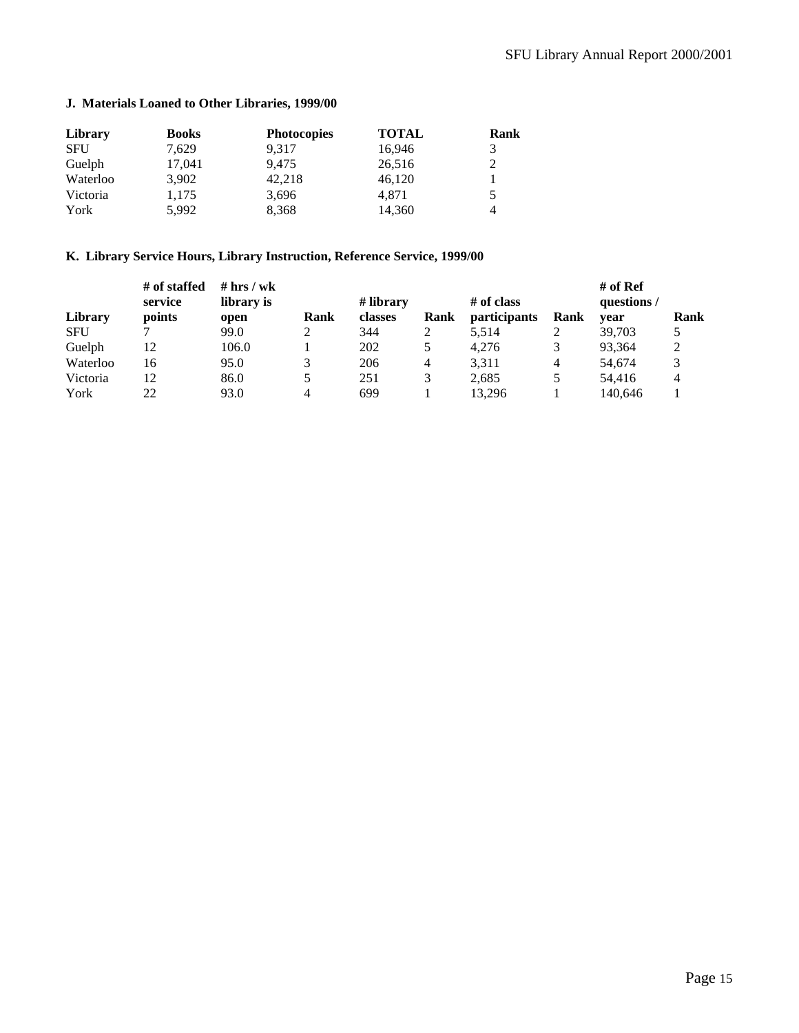### J. Materials Loaned to Other Libraries, 1999/00

| Library | Books | Photocopies | TOTAL | Rank |
|---|---|---|---|---|
| SFU | 7,629 | 9,317 | 16,946 | 3 |
| Guelph | 17,041 | 9,475 | 26,516 | 2 |
| Waterloo | 3,902 | 42,218 | 46,120 | 1 |
| Victoria | 1,175 | 3,696 | 4,871 | 5 |
| York | 5,992 | 8,368 | 14,360 | 4 |

### K. Library Service Hours, Library Instruction, Reference Service, 1999/00

| Library | # of staffed service points | # hrs / wk library is open | Rank | # library classes | Rank | # of class participants | Rank | # of Ref questions / year | Rank |
|---|---|---|---|---|---|---|---|---|---|
| SFU | 7 | 99.0 | 2 | 344 | 2 | 5,514 | 2 | 39,703 | 5 |
| Guelph | 12 | 106.0 | 1 | 202 | 5 | 4,276 | 3 | 93,364 | 2 |
| Waterloo | 16 | 95.0 | 3 | 206 | 4 | 3,311 | 4 | 54,674 | 3 |
| Victoria | 12 | 86.0 | 5 | 251 | 3 | 2,685 | 5 | 54,416 | 4 |
| York | 22 | 93.0 | 4 | 699 | 1 | 13,296 | 1 | 140,646 | 1 |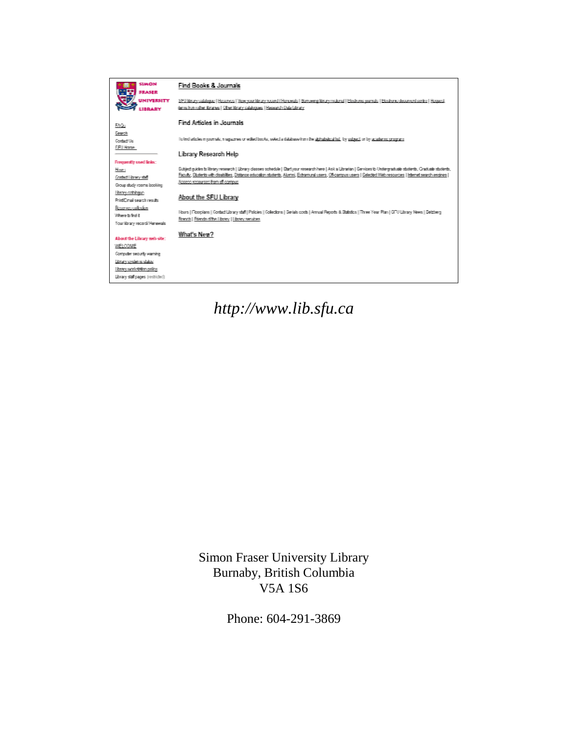SIMON FRASER UNIVERSITY LIBRARY

FAQs
Search
Contact Us
SFU Home

Frequently used links:
Hours
Contact library staff
Group study rooms booking
Library catalogue
Print/Email search results
Reserves collection
Where to find it
Your library record/Renewals

About the Library web site:
WELCOME
Computer security warning
Library systems status
Library workstation policy
Library staff pages (restricted)

## Find Books & Journals

SFU library catalogue | Reserves | View your library record | Renewals | Borrowing library material | Electronic journals | Electronic documents | Request items from other libraries | Other library catalogues | Research Data Library

## Find Articles in Journals

To find articles in journals, magazines or edited books, select a database from the alphabetical list, by subject, or by academic program

## Library Research Help

Subject guides to library research | Library classes schedule | Start your research here | Ask a Librarian | Services to Undergraduate students, Graduate students, Faculty, Students with disabilities, Distance education students, Alumni, Extramural users, Off-campus users | Selected Web resources | Internet search engines | Access resources from off campus

## About the SFU Library

Hours | Floorplans | Contact Library staff | Policies | Collections | Serials costs | Annual Reports & Statistics | Three Year Plan | SFU Library News | Belzberg Branch | Friends of the Library | Library services

## What's New?

*http://www.lib.sfu.ca*

Simon Fraser University Library
Burnaby, British Columbia
V5A 1S6

Phone: 604-291-3869